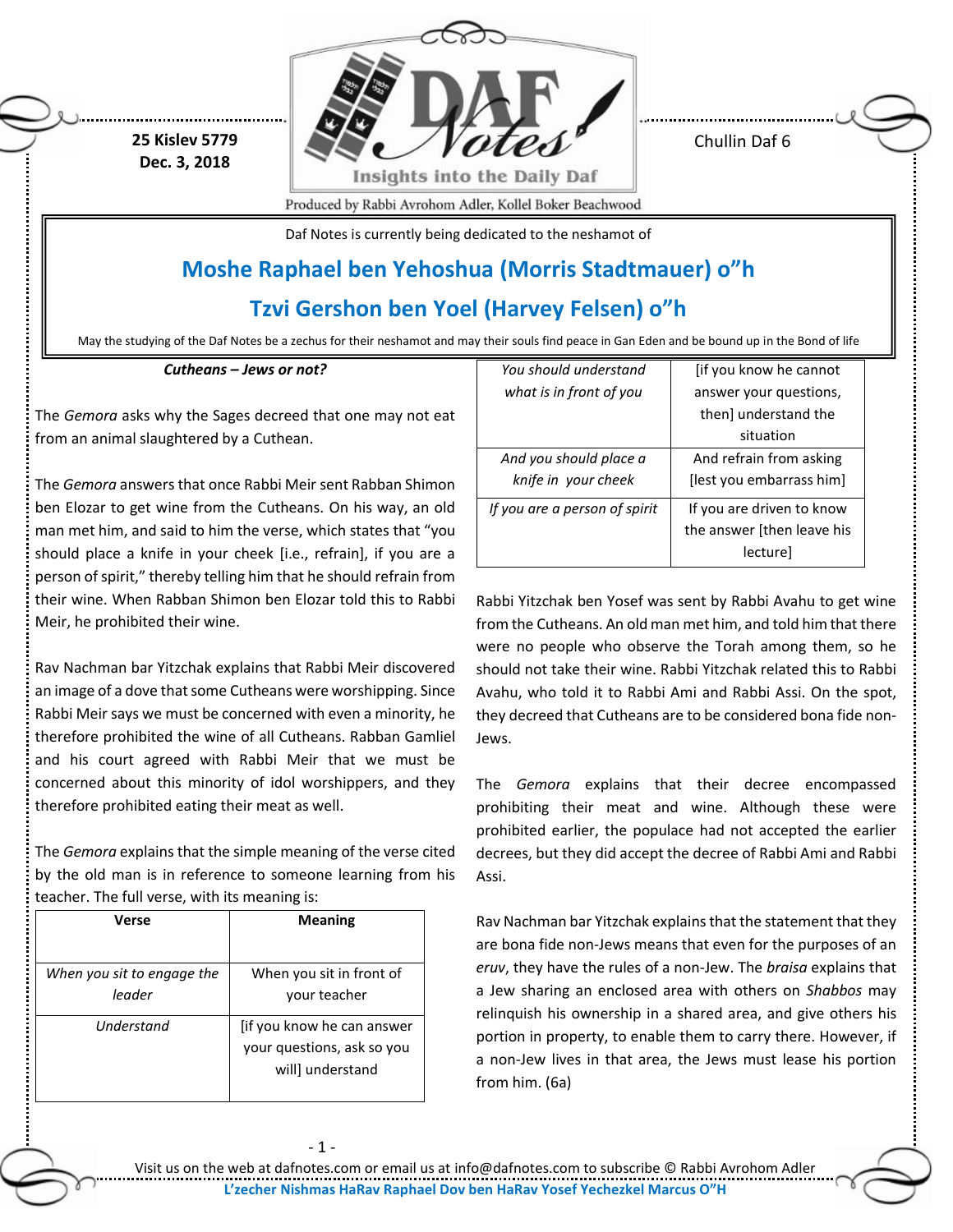25 Kislev 5779
Dec. 3, 2018

Chullin Daf 6

Produced by Rabbi Avrohom Adler, Kollel Boker Beachwood

Daf Notes is currently being dedicated to the neshamot of

## Moshe Raphael ben Yehoshua (Morris Stadtmauer) o"h

## Tzvi Gershon ben Yoel (Harvey Felsen) o"h

May the studying of the Daf Notes be a zechus for their neshamot and may their souls find peace in Gan Eden and be bound up in the Bond of life

***Cutheans – Jews or not?***

The *Gemora* asks why the Sages decreed that one may not eat from an animal slaughtered by a Cuthean.

The *Gemora* answers that once Rabbi Meir sent Rabban Shimon ben Elozar to get wine from the Cutheans. On his way, an old man met him, and said to him the verse, which states that "you should place a knife in your cheek [i.e., refrain], if you are a person of spirit," thereby telling him that he should refrain from their wine. When Rabban Shimon ben Elozar told this to Rabbi Meir, he prohibited their wine.

Rav Nachman bar Yitzchak explains that Rabbi Meir discovered an image of a dove that some Cutheans were worshipping. Since Rabbi Meir says we must be concerned with even a minority, he therefore prohibited the wine of all Cutheans. Rabban Gamliel and his court agreed with Rabbi Meir that we must be concerned about this minority of idol worshippers, and they therefore prohibited eating their meat as well.

The *Gemora* explains that the simple meaning of the verse cited by the old man is in reference to someone learning from his teacher. The full verse, with its meaning is:

| Verse | Meaning |
|---|---|
| *When you sit to engage the leader* | When you sit in front of your teacher |
| *Understand* | [if you know he can answer your questions, ask so you will] understand |
| *You should understand what is in front of you* | [if you know he cannot answer your questions, then] understand the situation |
| *And you should place a knife in your cheek* | And refrain from asking [lest you embarrass him] |
| *If you are a person of spirit* | If you are driven to know the answer [then leave his lecture] |

Rabbi Yitzchak ben Yosef was sent by Rabbi Avahu to get wine from the Cutheans. An old man met him, and told him that there were no people who observe the Torah among them, so he should not take their wine. Rabbi Yitzchak related this to Rabbi Avahu, who told it to Rabbi Ami and Rabbi Assi. On the spot, they decreed that Cutheans are to be considered bona fide non-Jews.

The *Gemora* explains that their decree encompassed prohibiting their meat and wine. Although these were prohibited earlier, the populace had not accepted the earlier decrees, but they did accept the decree of Rabbi Ami and Rabbi Assi.

Rav Nachman bar Yitzchak explains that the statement that they are bona fide non-Jews means that even for the purposes of an *eruv*, they have the rules of a non-Jew. The *braisa* explains that a Jew sharing an enclosed area with others on *Shabbos* may relinquish his ownership in a shared area, and give others his portion in property, to enable them to carry there. However, if a non-Jew lives in that area, the Jews must lease his portion from him. (6a)

Visit us on the web at dafnotes.com or email us at info@dafnotes.com to subscribe © Rabbi Avrohom Adler

**L'zecher Nishmas HaRav Raphael Dov ben HaRav Yosef Yechezkel Marcus O"H**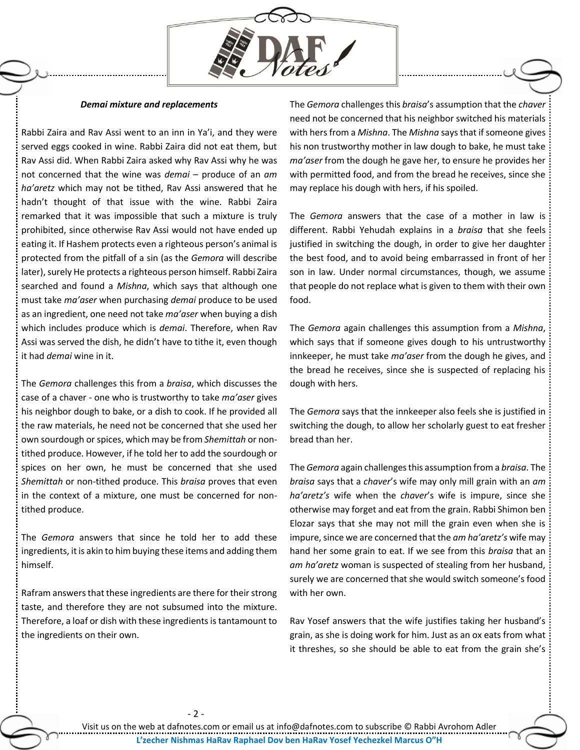***Demai mixture and replacements***

Rabbi Zaira and Rav Assi went to an inn in Ya'i, and they were served eggs cooked in wine. Rabbi Zaira did not eat them, but Rav Assi did. When Rabbi Zaira asked why Rav Assi why he was not concerned that the wine was *demai* – produce of an *am ha'aretz* which may not be tithed, Rav Assi answered that he hadn't thought of that issue with the wine. Rabbi Zaira remarked that it was impossible that such a mixture is truly prohibited, since otherwise Rav Assi would not have ended up eating it. If Hashem protects even a righteous person's animal is protected from the pitfall of a sin (as the *Gemora* will describe later), surely He protects a righteous person himself. Rabbi Zaira searched and found a *Mishna*, which says that although one must take *ma'aser* when purchasing *demai* produce to be used as an ingredient, one need not take *ma'aser* when buying a dish which includes produce which is *demai*. Therefore, when Rav Assi was served the dish, he didn't have to tithe it, even though it had *demai* wine in it.

The *Gemora* challenges this from a *braisa*, which discusses the case of a chaver - one who is trustworthy to take *ma'aser* gives his neighbor dough to bake, or a dish to cook. If he provided all the raw materials, he need not be concerned that she used her own sourdough or spices, which may be from *Shemittah* or non-tithed produce. However, if he told her to add the sourdough or spices on her own, he must be concerned that she used *Shemittah* or non-tithed produce. This *braisa* proves that even in the context of a mixture, one must be concerned for non-tithed produce.

The *Gemora* answers that since he told her to add these ingredients, it is akin to him buying these items and adding them himself.

Rafram answers that these ingredients are there for their strong taste, and therefore they are not subsumed into the mixture. Therefore, a loaf or dish with these ingredients is tantamount to the ingredients on their own.

The *Gemora* challenges this *braisa*'s assumption that the *chaver* need not be concerned that his neighbor switched his materials with hers from a *Mishna*. The *Mishna* says that if someone gives his non trustworthy mother in law dough to bake, he must take *ma'aser* from the dough he gave her, to ensure he provides her with permitted food, and from the bread he receives, since she may replace his dough with hers, if his spoiled.

The *Gemora* answers that the case of a mother in law is different. Rabbi Yehudah explains in a *braisa* that she feels justified in switching the dough, in order to give her daughter the best food, and to avoid being embarrassed in front of her son in law. Under normal circumstances, though, we assume that people do not replace what is given to them with their own food.

The *Gemora* again challenges this assumption from a *Mishna*, which says that if someone gives dough to his untrustworthy innkeeper, he must take *ma'aser* from the dough he gives, and the bread he receives, since she is suspected of replacing his dough with hers.

The *Gemora* says that the innkeeper also feels she is justified in switching the dough, to allow her scholarly guest to eat fresher bread than her.

The *Gemora* again challenges this assumption from a *braisa*. The *braisa* says that a *chaver*'s wife may only mill grain with an *am ha'aretz's* wife when the *chaver*'s wife is impure, since she otherwise may forget and eat from the grain. Rabbi Shimon ben Elozar says that she may not mill the grain even when she is impure, since we are concerned that the *am ha'aretz's* wife may hand her some grain to eat. If we see from this *braisa* that an *am ha'aretz* woman is suspected of stealing from her husband, surely we are concerned that she would switch someone's food with her own.

Rav Yosef answers that the wife justifies taking her husband's grain, as she is doing work for him. Just as an ox eats from what it threshes, so she should be able to eat from the grain she's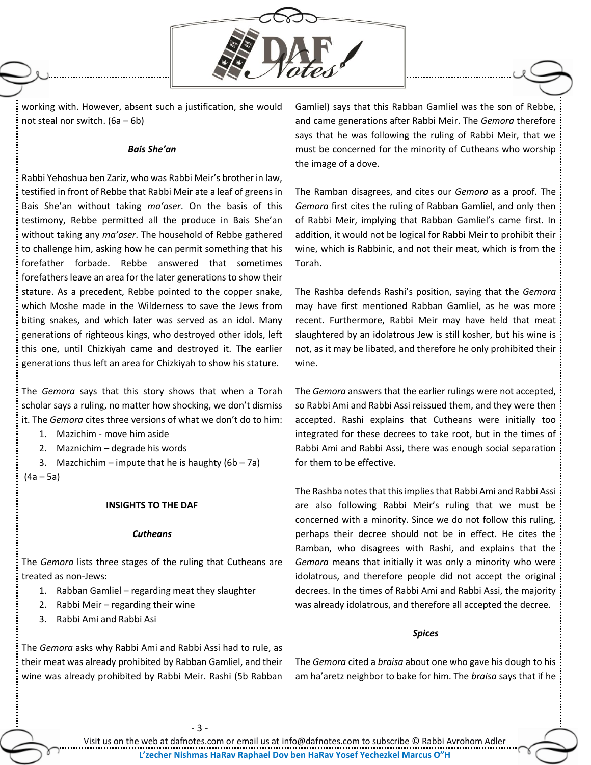working with. However, absent such a justification, she would not steal nor switch. (6a – 6b)

***Bais She'an***

Rabbi Yehoshua ben Zariz, who was Rabbi Meir's brother in law, testified in front of Rebbe that Rabbi Meir ate a leaf of greens in Bais She'an without taking *ma'aser*. On the basis of this testimony, Rebbe permitted all the produce in Bais She'an without taking any *ma'aser*. The household of Rebbe gathered to challenge him, asking how he can permit something that his forefather forbade. Rebbe answered that sometimes forefathers leave an area for the later generations to show their stature. As a precedent, Rebbe pointed to the copper snake, which Moshe made in the Wilderness to save the Jews from biting snakes, and which later was served as an idol. Many generations of righteous kings, who destroyed other idols, left this one, until Chizkiyah came and destroyed it. The earlier generations thus left an area for Chizkiyah to show his stature.

The *Gemora* says that this story shows that when a Torah scholar says a ruling, no matter how shocking, we don't dismiss it. The *Gemora* cites three versions of what we don't do to him:

1. Mazichim - move him aside
2. Maznichim – degrade his words
3. Mazchichim – impute that he is haughty (6b – 7a)

(4a – 5a)

**INSIGHTS TO THE DAF**

***Cutheans***

The *Gemora* lists three stages of the ruling that Cutheans are treated as non-Jews:

1. Rabban Gamliel – regarding meat they slaughter
2. Rabbi Meir – regarding their wine
3. Rabbi Ami and Rabbi Asi

The *Gemora* asks why Rabbi Ami and Rabbi Assi had to rule, as their meat was already prohibited by Rabban Gamliel, and their wine was already prohibited by Rabbi Meir. Rashi (5b Rabban Gamliel) says that this Rabban Gamliel was the son of Rebbe, and came generations after Rabbi Meir. The *Gemora* therefore says that he was following the ruling of Rabbi Meir, that we must be concerned for the minority of Cutheans who worship the image of a dove.

The Ramban disagrees, and cites our *Gemora* as a proof. The *Gemora* first cites the ruling of Rabban Gamliel, and only then of Rabbi Meir, implying that Rabban Gamliel's came first. In addition, it would not be logical for Rabbi Meir to prohibit their wine, which is Rabbinic, and not their meat, which is from the Torah.

The Rashba defends Rashi's position, saying that the *Gemora* may have first mentioned Rabban Gamliel, as he was more recent. Furthermore, Rabbi Meir may have held that meat slaughtered by an idolatrous Jew is still kosher, but his wine is not, as it may be libated, and therefore he only prohibited their wine.

The *Gemora* answers that the earlier rulings were not accepted, so Rabbi Ami and Rabbi Assi reissued them, and they were then accepted. Rashi explains that Cutheans were initially too integrated for these decrees to take root, but in the times of Rabbi Ami and Rabbi Assi, there was enough social separation for them to be effective.

The Rashba notes that this implies that Rabbi Ami and Rabbi Assi are also following Rabbi Meir's ruling that we must be concerned with a minority. Since we do not follow this ruling, perhaps their decree should not be in effect. He cites the Ramban, who disagrees with Rashi, and explains that the *Gemora* means that initially it was only a minority who were idolatrous, and therefore people did not accept the original decrees. In the times of Rabbi Ami and Rabbi Assi, the majority was already idolatrous, and therefore all accepted the decree.

***Spices***

The *Gemora* cited a *braisa* about one who gave his dough to his am ha'aretz neighbor to bake for him. The *braisa* says that if he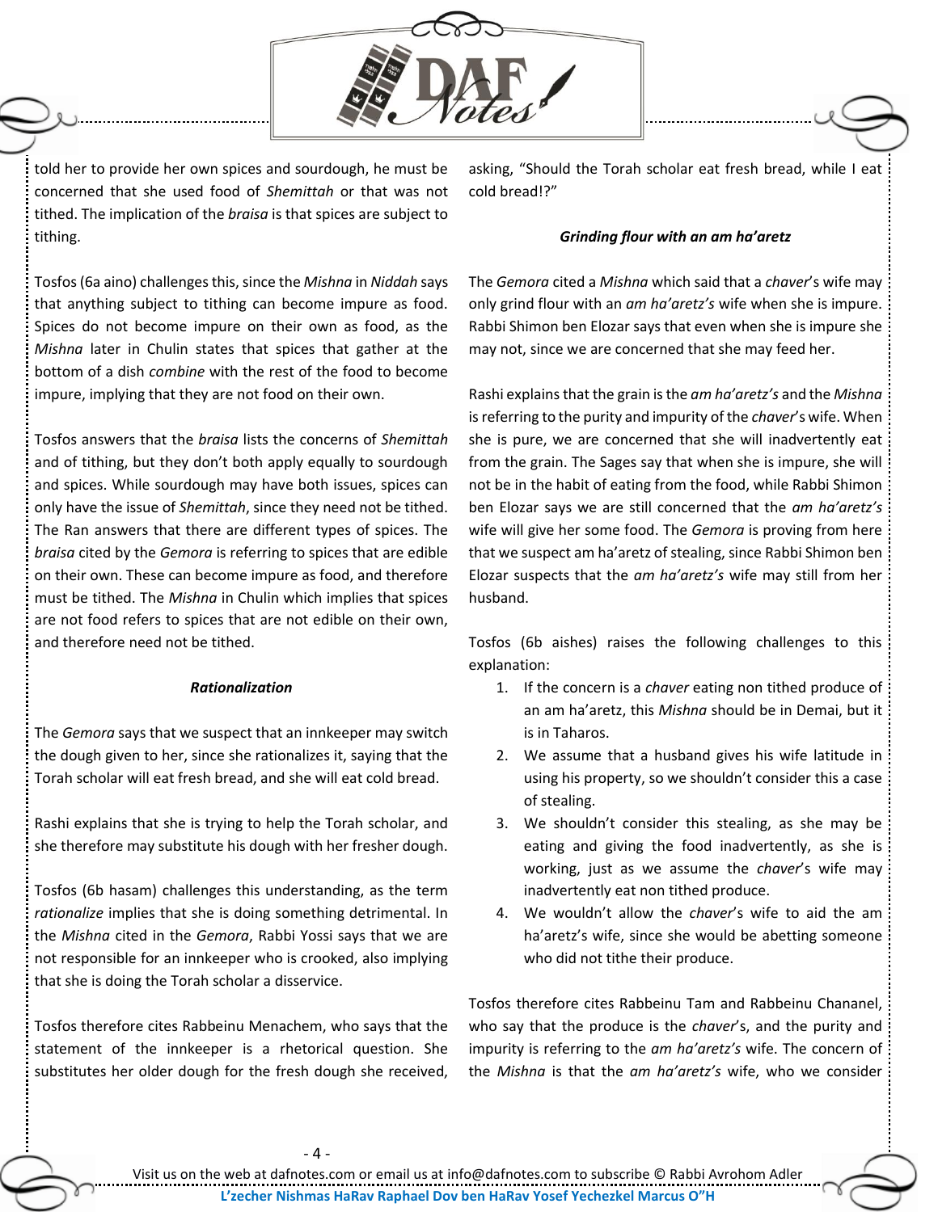told her to provide her own spices and sourdough, he must be concerned that she used food of *Shemittah* or that was not tithed. The implication of the *braisa* is that spices are subject to tithing.

Tosfos (6a aino) challenges this, since the *Mishna* in *Niddah* says that anything subject to tithing can become impure as food. Spices do not become impure on their own as food, as the *Mishna* later in Chulin states that spices that gather at the bottom of a dish *combine* with the rest of the food to become impure, implying that they are not food on their own.

Tosfos answers that the *braisa* lists the concerns of *Shemittah* and of tithing, but they don't both apply equally to sourdough and spices. While sourdough may have both issues, spices can only have the issue of *Shemittah*, since they need not be tithed. The Ran answers that there are different types of spices. The *braisa* cited by the *Gemora* is referring to spices that are edible on their own. These can become impure as food, and therefore must be tithed. The *Mishna* in Chulin which implies that spices are not food refers to spices that are not edible on their own, and therefore need not be tithed.

***Rationalization***

The *Gemora* says that we suspect that an innkeeper may switch the dough given to her, since she rationalizes it, saying that the Torah scholar will eat fresh bread, and she will eat cold bread.

Rashi explains that she is trying to help the Torah scholar, and she therefore may substitute his dough with her fresher dough.

Tosfos (6b hasam) challenges this understanding, as the term *rationalize* implies that she is doing something detrimental. In the *Mishna* cited in the *Gemora*, Rabbi Yossi says that we are not responsible for an innkeeper who is crooked, also implying that she is doing the Torah scholar a disservice.

Tosfos therefore cites Rabbeinu Menachem, who says that the statement of the innkeeper is a rhetorical question. She substitutes her older dough for the fresh dough she received, asking, "Should the Torah scholar eat fresh bread, while I eat cold bread!?"

***Grinding flour with an am ha'aretz***

The *Gemora* cited a *Mishna* which said that a *chaver*'s wife may only grind flour with an *am ha'aretz's* wife when she is impure. Rabbi Shimon ben Elozar says that even when she is impure she may not, since we are concerned that she may feed her.

Rashi explains that the grain is the *am ha'aretz's* and the *Mishna* is referring to the purity and impurity of the *chaver*'s wife. When she is pure, we are concerned that she will inadvertently eat from the grain. The Sages say that when she is impure, she will not be in the habit of eating from the food, while Rabbi Shimon ben Elozar says we are still concerned that the *am ha'aretz's* wife will give her some food. The *Gemora* is proving from here that we suspect am ha'aretz of stealing, since Rabbi Shimon ben Elozar suspects that the *am ha'aretz's* wife may still from her husband.

Tosfos (6b aishes) raises the following challenges to this explanation:

1. If the concern is a *chaver* eating non tithed produce of an am ha'aretz, this *Mishna* should be in Demai, but it is in Taharos.
2. We assume that a husband gives his wife latitude in using his property, so we shouldn't consider this a case of stealing.
3. We shouldn't consider this stealing, as she may be eating and giving the food inadvertently, as she is working, just as we assume the *chaver*'s wife may inadvertently eat non tithed produce.
4. We wouldn't allow the *chaver*'s wife to aid the am ha'aretz's wife, since she would be abetting someone who did not tithe their produce.

Tosfos therefore cites Rabbeinu Tam and Rabbeinu Chananel, who say that the produce is the *chaver*'s, and the purity and impurity is referring to the *am ha'aretz's* wife. The concern of the *Mishna* is that the *am ha'aretz's* wife, who we consider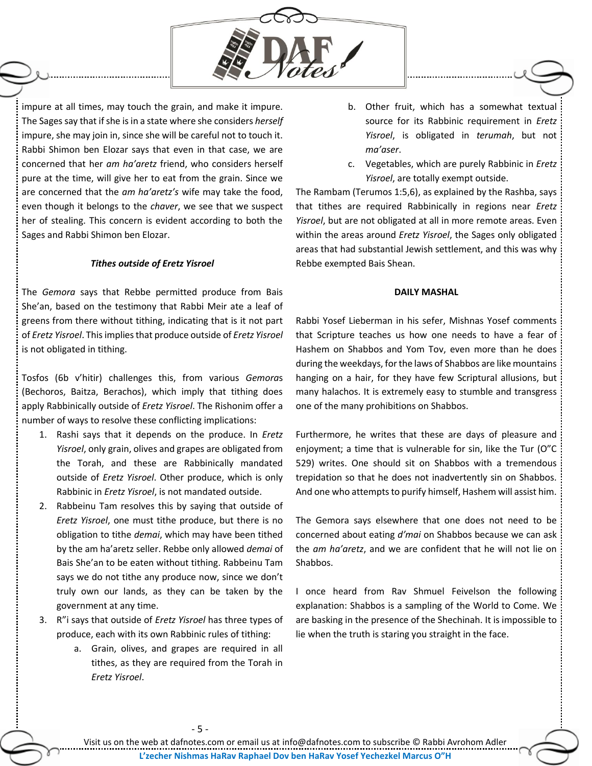impure at all times, may touch the grain, and make it impure. The Sages say that if she is in a state where she considers *herself* impure, she may join in, since she will be careful not to touch it. Rabbi Shimon ben Elozar says that even in that case, we are concerned that her *am ha'aretz* friend, who considers herself pure at the time, will give her to eat from the grain. Since we are concerned that the *am ha'aretz's* wife may take the food, even though it belongs to the *chaver*, we see that we suspect her of stealing. This concern is evident according to both the Sages and Rabbi Shimon ben Elozar.

***Tithes outside of Eretz Yisroel***

The *Gemora* says that Rebbe permitted produce from Bais She'an, based on the testimony that Rabbi Meir ate a leaf of greens from there without tithing, indicating that is it not part of *Eretz Yisroel*. This implies that produce outside of *Eretz Yisroel* is not obligated in tithing.

Tosfos (6b v'hitir) challenges this, from various *Gemora*s (Bechoros, Baitza, Berachos), which imply that tithing does apply Rabbinically outside of *Eretz Yisroel*. The Rishonim offer a number of ways to resolve these conflicting implications:

1. Rashi says that it depends on the produce. In *Eretz Yisroel*, only grain, olives and grapes are obligated from the Torah, and these are Rabbinically mandated outside of *Eretz Yisroel*. Other produce, which is only Rabbinic in *Eretz Yisroel*, is not mandated outside.
2. Rabbeinu Tam resolves this by saying that outside of *Eretz Yisroel*, one must tithe produce, but there is no obligation to tithe *demai*, which may have been tithed by the am ha'aretz seller. Rebbe only allowed *demai* of Bais She'an to be eaten without tithing. Rabbeinu Tam says we do not tithe any produce now, since we don't truly own our lands, as they can be taken by the government at any time.
3. R"i says that outside of *Eretz Yisroel* has three types of produce, each with its own Rabbinic rules of tithing:
   a. Grain, olives, and grapes are required in all tithes, as they are required from the Torah in *Eretz Yisroel*.
   b. Other fruit, which has a somewhat textual source for its Rabbinic requirement in *Eretz Yisroel*, is obligated in *terumah*, but not *ma'aser*.
   c. Vegetables, which are purely Rabbinic in *Eretz Yisroel*, are totally exempt outside.

The Rambam (Terumos 1:5,6), as explained by the Rashba, says that tithes are required Rabbinically in regions near *Eretz Yisroel*, but are not obligated at all in more remote areas. Even within the areas around *Eretz Yisroel*, the Sages only obligated areas that had substantial Jewish settlement, and this was why Rebbe exempted Bais Shean.

**DAILY MASHAL**

Rabbi Yosef Lieberman in his sefer, Mishnas Yosef comments that Scripture teaches us how one needs to have a fear of Hashem on Shabbos and Yom Tov, even more than he does during the weekdays, for the laws of Shabbos are like mountains hanging on a hair, for they have few Scriptural allusions, but many halachos. It is extremely easy to stumble and transgress one of the many prohibitions on Shabbos.

Furthermore, he writes that these are days of pleasure and enjoyment; a time that is vulnerable for sin, like the Tur (O"C 529) writes. One should sit on Shabbos with a tremendous trepidation so that he does not inadvertently sin on Shabbos. And one who attempts to purify himself, Hashem will assist him.

The Gemora says elsewhere that one does not need to be concerned about eating *d'mai* on Shabbos because we can ask the *am ha'aretz*, and we are confident that he will not lie on Shabbos.

I once heard from Rav Shmuel Feivelson the following explanation: Shabbos is a sampling of the World to Come. We are basking in the presence of the Shechinah. It is impossible to lie when the truth is staring you straight in the face.

Visit us on the web at dafnotes.com or email us at info@dafnotes.com to subscribe © Rabbi Avrohom Adler

**L'zecher Nishmas HaRav Raphael Dov ben HaRav Yosef Yechezkel Marcus O"H**